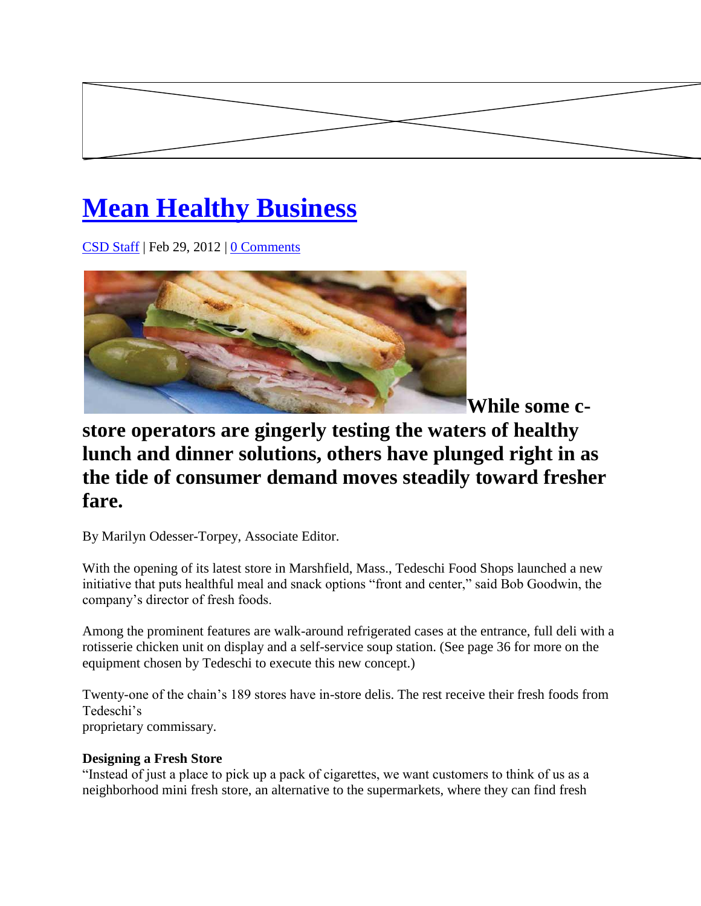# Mean Healthy Business

CSD Staff | Feb 29, 2012 | 0 Comments

**While some c-store operators are gingerly testing the waters of healthy lunch and dinner solutions, others have plunged right in as the tide of consumer demand moves steadily toward fresher fare.**

By Marilyn Odesser-Torpey, Associate Editor.

With the opening of its latest store in Marshfield, Mass., Tedeschi Food Shops launched a new initiative that puts healthful meal and snack options "front and center," said Bob Goodwin, the company's director of fresh foods.

Among the prominent features are walk-around refrigerated cases at the entrance, full deli with a rotisserie chicken unit on display and a self-service soup station. (See page 36 for more on the equipment chosen by Tedeschi to execute this new concept.)

Twenty-one of the chain's 189 stores have in-store delis. The rest receive their fresh foods from Tedeschi's proprietary commissary.

**Designing a Fresh Store**

"Instead of just a place to pick up a pack of cigarettes, we want customers to think of us as a neighborhood mini fresh store, an alternative to the supermarkets, where they can find fresh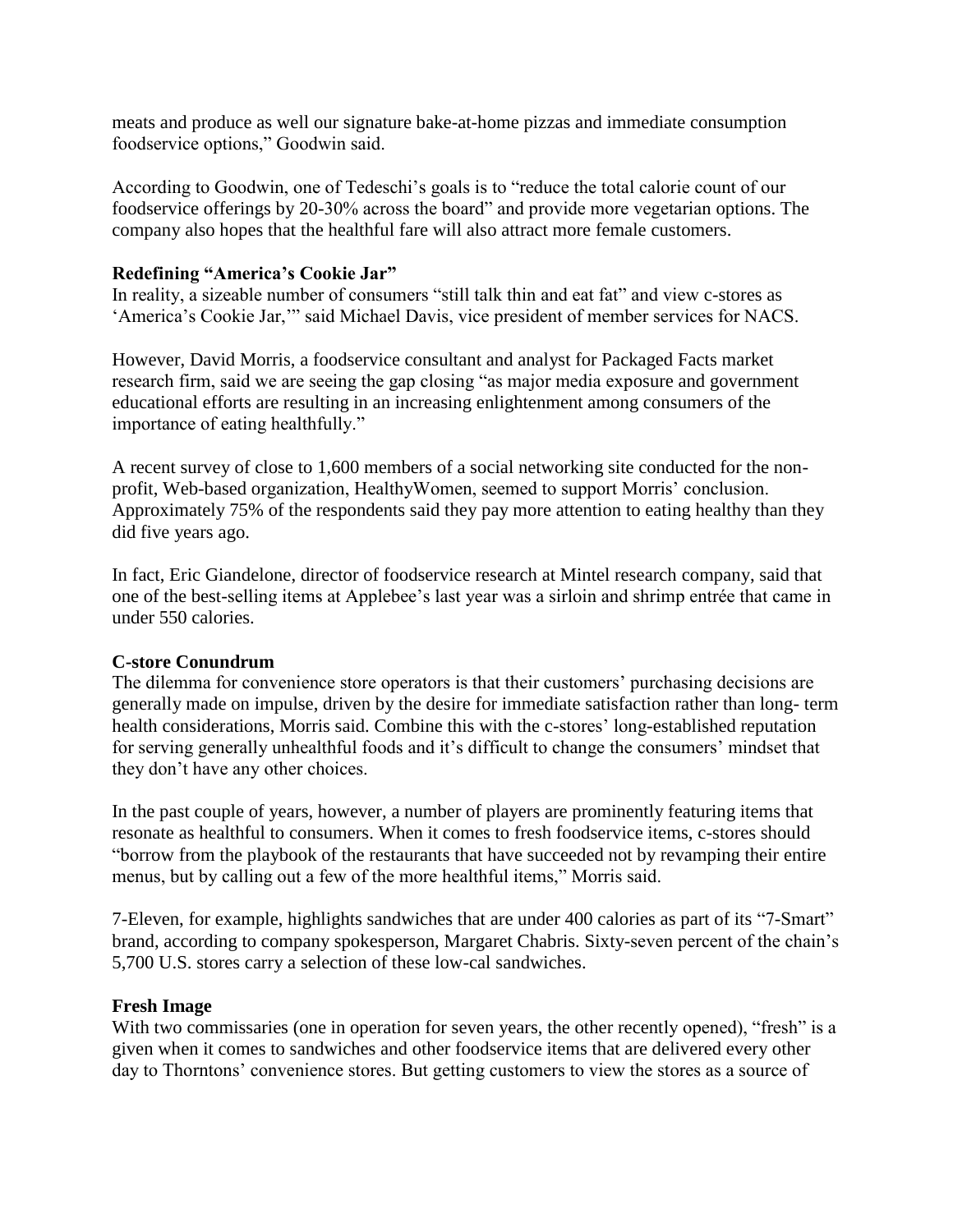meats and produce as well our signature bake-at-home pizzas and immediate consumption foodservice options," Goodwin said.

According to Goodwin, one of Tedeschi's goals is to "reduce the total calorie count of our foodservice offerings by 20-30% across the board" and provide more vegetarian options. The company also hopes that the healthful fare will also attract more female customers.

**Redefining "America's Cookie Jar"**

In reality, a sizeable number of consumers "still talk thin and eat fat" and view c-stores as 'America's Cookie Jar,'" said Michael Davis, vice president of member services for NACS.

However, David Morris, a foodservice consultant and analyst for Packaged Facts market research firm, said we are seeing the gap closing "as major media exposure and government educational efforts are resulting in an increasing enlightenment among consumers of the importance of eating healthfully."

A recent survey of close to 1,600 members of a social networking site conducted for the non-profit, Web-based organization, HealthyWomen, seemed to support Morris' conclusion. Approximately 75% of the respondents said they pay more attention to eating healthy than they did five years ago.

In fact, Eric Giandelone, director of foodservice research at Mintel research company, said that one of the best-selling items at Applebee's last year was a sirloin and shrimp entrée that came in under 550 calories.

**C-store Conundrum**

The dilemma for convenience store operators is that their customers' purchasing decisions are generally made on impulse, driven by the desire for immediate satisfaction rather than long- term health considerations, Morris said. Combine this with the c-stores' long-established reputation for serving generally unhealthful foods and it's difficult to change the consumers' mindset that they don't have any other choices.

In the past couple of years, however, a number of players are prominently featuring items that resonate as healthful to consumers. When it comes to fresh foodservice items, c-stores should "borrow from the playbook of the restaurants that have succeeded not by revamping their entire menus, but by calling out a few of the more healthful items," Morris said.

7-Eleven, for example, highlights sandwiches that are under 400 calories as part of its "7-Smart" brand, according to company spokesperson, Margaret Chabris. Sixty-seven percent of the chain's 5,700 U.S. stores carry a selection of these low-cal sandwiches.

**Fresh Image**

With two commissaries (one in operation for seven years, the other recently opened), "fresh" is a given when it comes to sandwiches and other foodservice items that are delivered every other day to Thorntons' convenience stores. But getting customers to view the stores as a source of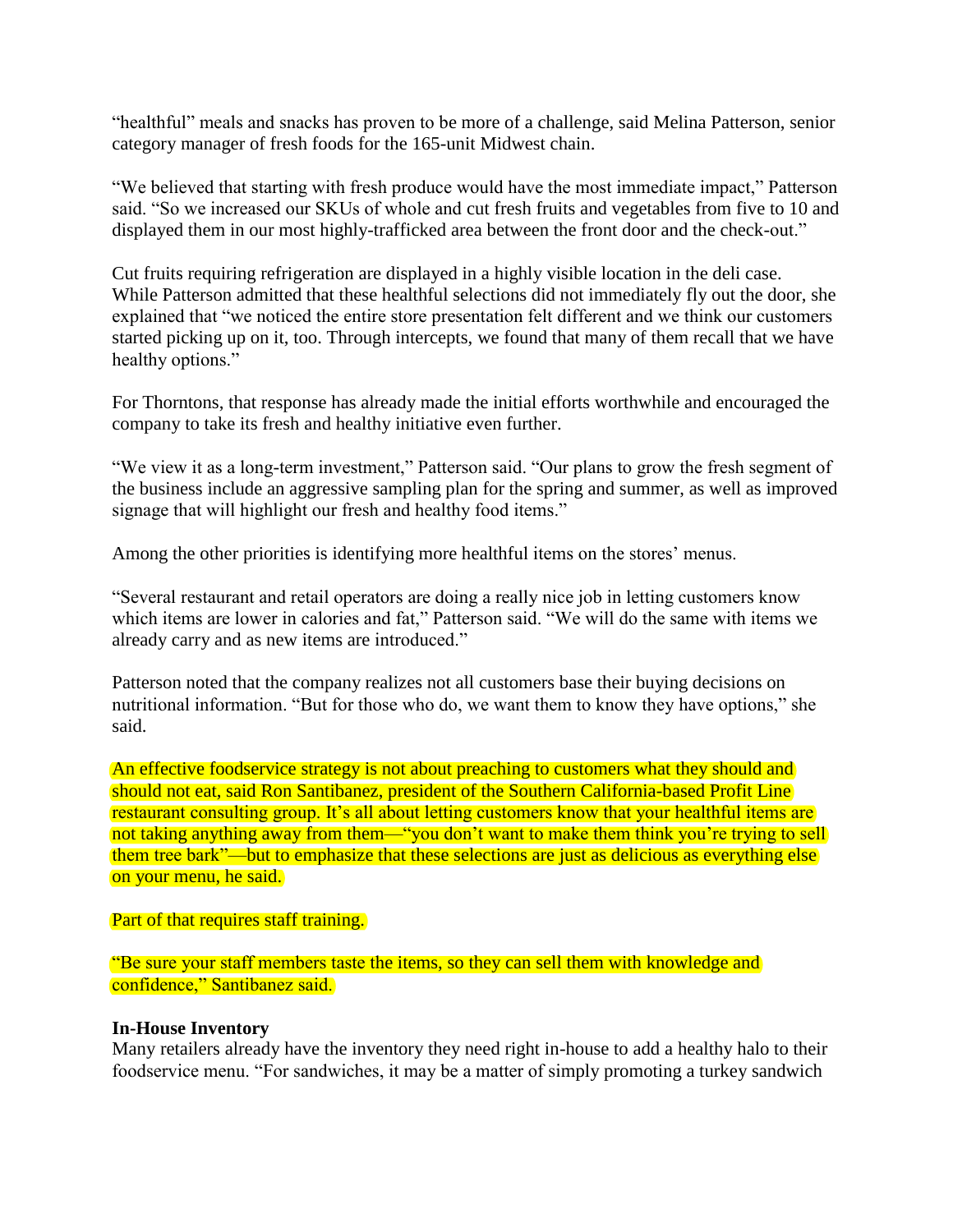“healthful” meals and snacks has proven to be more of a challenge, said Melina Patterson, senior category manager of fresh foods for the 165-unit Midwest chain.

“We believed that starting with fresh produce would have the most immediate impact,” Patterson said. “So we increased our SKUs of whole and cut fresh fruits and vegetables from five to 10 and displayed them in our most highly-trafficked area between the front door and the check-out.”

Cut fruits requiring refrigeration are displayed in a highly visible location in the deli case. While Patterson admitted that these healthful selections did not immediately fly out the door, she explained that “we noticed the entire store presentation felt different and we think our customers started picking up on it, too. Through intercepts, we found that many of them recall that we have healthy options.”

For Thorntons, that response has already made the initial efforts worthwhile and encouraged the company to take its fresh and healthy initiative even further.

“We view it as a long-term investment,” Patterson said. “Our plans to grow the fresh segment of the business include an aggressive sampling plan for the spring and summer, as well as improved signage that will highlight our fresh and healthy food items.”

Among the other priorities is identifying more healthful items on the stores’ menus.

“Several restaurant and retail operators are doing a really nice job in letting customers know which items are lower in calories and fat,” Patterson said. “We will do the same with items we already carry and as new items are introduced.”

Patterson noted that the company realizes not all customers base their buying decisions on nutritional information. “But for those who do, we want them to know they have options,” she said.

An effective foodservice strategy is not about preaching to customers what they should and should not eat, said Ron Santibanez, president of the Southern California-based Profit Line restaurant consulting group. It’s all about letting customers know that your healthful items are not taking anything away from them—“you don’t want to make them think you’re trying to sell them tree bark”—but to emphasize that these selections are just as delicious as everything else on your menu, he said.

Part of that requires staff training.

“Be sure your staff members taste the items, so they can sell them with knowledge and confidence,” Santibanez said.

**In-House Inventory**

Many retailers already have the inventory they need right in-house to add a healthy halo to their foodservice menu. “For sandwiches, it may be a matter of simply promoting a turkey sandwich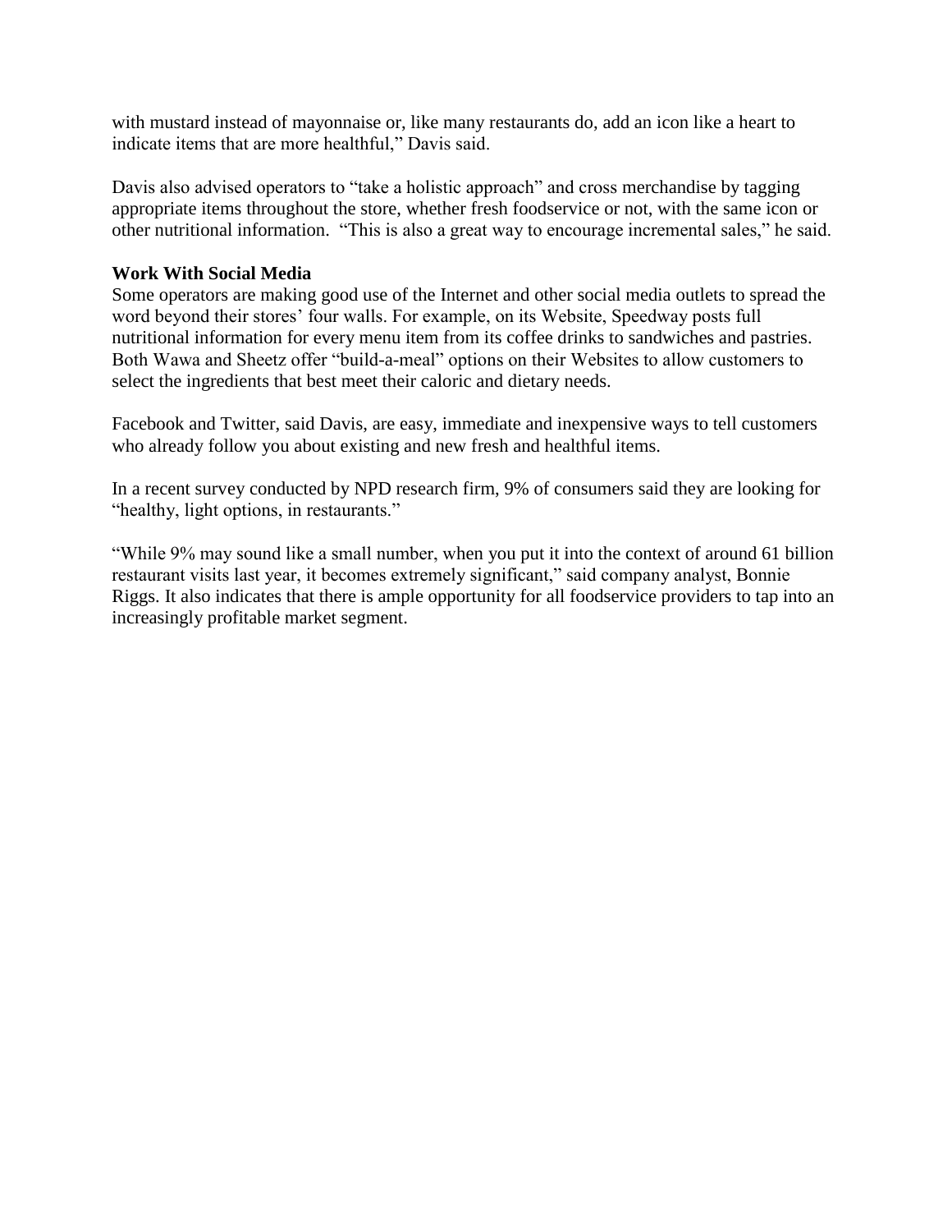with mustard instead of mayonnaise or, like many restaurants do, add an icon like a heart to indicate items that are more healthful," Davis said.

Davis also advised operators to "take a holistic approach" and cross merchandise by tagging appropriate items throughout the store, whether fresh foodservice or not, with the same icon or other nutritional information. "This is also a great way to encourage incremental sales," he said.

**Work With Social Media**

Some operators are making good use of the Internet and other social media outlets to spread the word beyond their stores' four walls. For example, on its Website, Speedway posts full nutritional information for every menu item from its coffee drinks to sandwiches and pastries. Both Wawa and Sheetz offer "build-a-meal" options on their Websites to allow customers to select the ingredients that best meet their caloric and dietary needs.

Facebook and Twitter, said Davis, are easy, immediate and inexpensive ways to tell customers who already follow you about existing and new fresh and healthful items.

In a recent survey conducted by NPD research firm, 9% of consumers said they are looking for "healthy, light options, in restaurants."

"While 9% may sound like a small number, when you put it into the context of around 61 billion restaurant visits last year, it becomes extremely significant," said company analyst, Bonnie Riggs. It also indicates that there is ample opportunity for all foodservice providers to tap into an increasingly profitable market segment.